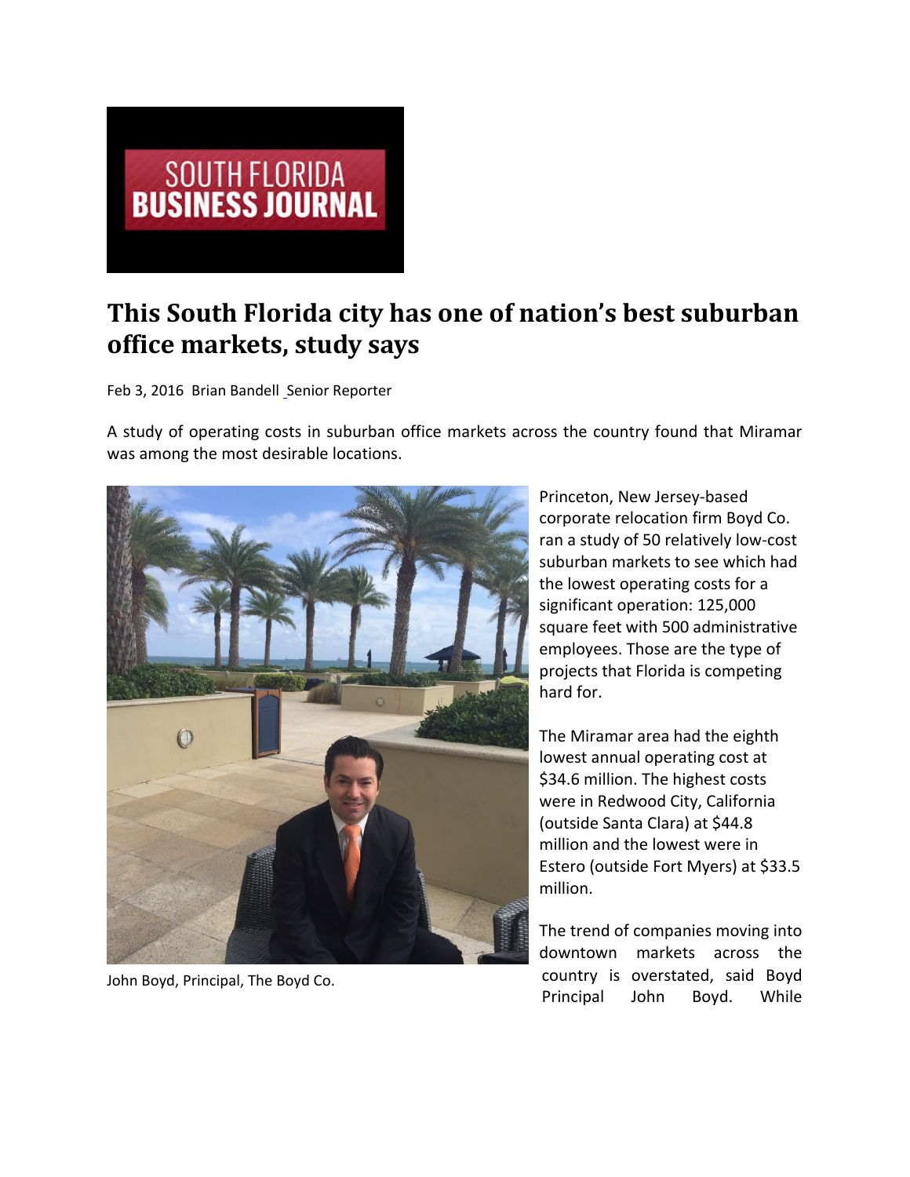SOUTH FLORIDA BUSINESS JOURNAL

# This South Florida city has one of nation's best suburban office markets, study says

Feb 3, 2016 Brian Bandell Senior Reporter

A study of operating costs in suburban office markets across the country found that Miramar was among the most desirable locations.

John Boyd, Principal, The Boyd Co.

Princeton, New Jersey-based corporate relocation firm Boyd Co. ran a study of 50 relatively low-cost suburban markets to see which had the lowest operating costs for a significant operation: 125,000 square feet with 500 administrative employees. Those are the type of projects that Florida is competing hard for.

The Miramar area had the eighth lowest annual operating cost at $34.6 million. The highest costs were in Redwood City, California (outside Santa Clara) at $44.8 million and the lowest were in Estero (outside Fort Myers) at $33.5 million.

The trend of companies moving into downtown markets across the country is overstated, said Boyd Principal John Boyd. While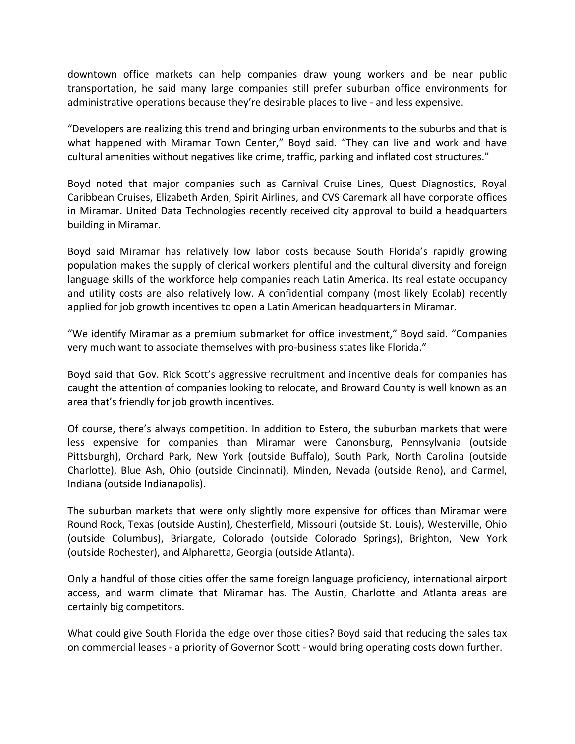downtown office markets can help companies draw young workers and be near public transportation, he said many large companies still prefer suburban office environments for administrative operations because they're desirable places to live - and less expensive.

"Developers are realizing this trend and bringing urban environments to the suburbs and that is what happened with Miramar Town Center," Boyd said. "They can live and work and have cultural amenities without negatives like crime, traffic, parking and inflated cost structures."

Boyd noted that major companies such as Carnival Cruise Lines, Quest Diagnostics, Royal Caribbean Cruises, Elizabeth Arden, Spirit Airlines, and CVS Caremark all have corporate offices in Miramar. United Data Technologies recently received city approval to build a headquarters building in Miramar.

Boyd said Miramar has relatively low labor costs because South Florida's rapidly growing population makes the supply of clerical workers plentiful and the cultural diversity and foreign language skills of the workforce help companies reach Latin America. Its real estate occupancy and utility costs are also relatively low. A confidential company (most likely Ecolab) recently applied for job growth incentives to open a Latin American headquarters in Miramar.

"We identify Miramar as a premium submarket for office investment," Boyd said. "Companies very much want to associate themselves with pro-business states like Florida."

Boyd said that Gov. Rick Scott's aggressive recruitment and incentive deals for companies has caught the attention of companies looking to relocate, and Broward County is well known as an area that's friendly for job growth incentives.

Of course, there's always competition. In addition to Estero, the suburban markets that were less expensive for companies than Miramar were Canonsburg, Pennsylvania (outside Pittsburgh), Orchard Park, New York (outside Buffalo), South Park, North Carolina (outside Charlotte), Blue Ash, Ohio (outside Cincinnati), Minden, Nevada (outside Reno), and Carmel, Indiana (outside Indianapolis).

The suburban markets that were only slightly more expensive for offices than Miramar were Round Rock, Texas (outside Austin), Chesterfield, Missouri (outside St. Louis), Westerville, Ohio (outside Columbus), Briargate, Colorado (outside Colorado Springs), Brighton, New York (outside Rochester), and Alpharetta, Georgia (outside Atlanta).

Only a handful of those cities offer the same foreign language proficiency, international airport access, and warm climate that Miramar has. The Austin, Charlotte and Atlanta areas are certainly big competitors.

What could give South Florida the edge over those cities? Boyd said that reducing the sales tax on commercial leases - a priority of Governor Scott - would bring operating costs down further.